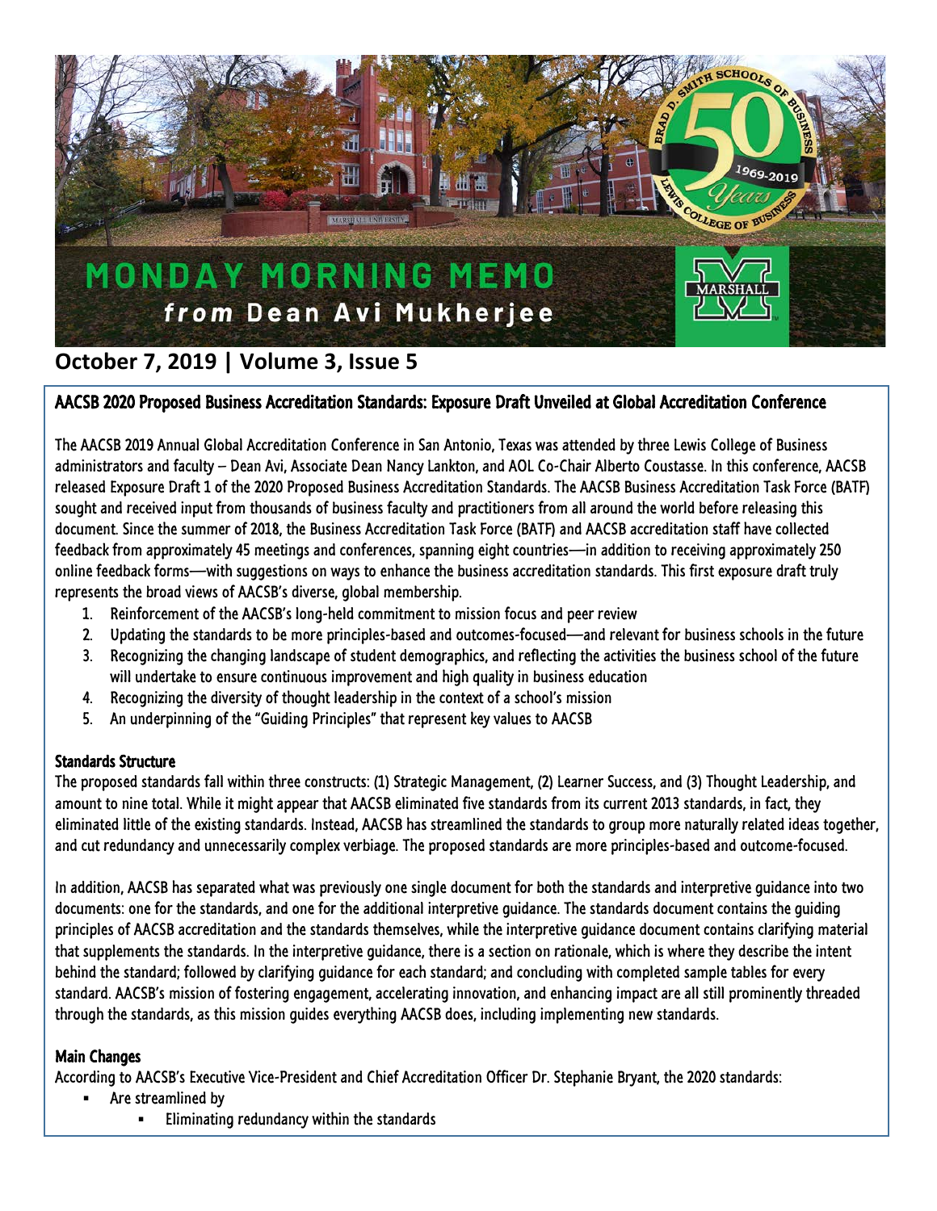# MONDAY MORNING MEMO

*from* **Dean Avi Mukherjee**

## October 7, 2019 | Volume 3, Issue 5

### AACSB 2020 Proposed Business Accreditation Standards: Exposure Draft Unveiled at Global Accreditation Conference

The AACSB 2019 Annual Global Accreditation Conference in San Antonio, Texas was attended by three Lewis College of Business administrators and faculty – Dean Avi, Associate Dean Nancy Lankton, and AOL Co-Chair Alberto Coustasse. In this conference, AACSB released Exposure Draft 1 of the 2020 Proposed Business Accreditation Standards. The AACSB Business Accreditation Task Force (BATF) sought and received input from thousands of business faculty and practitioners from all around the world before releasing this document. Since the summer of 2018, the Business Accreditation Task Force (BATF) and AACSB accreditation staff have collected feedback from approximately 45 meetings and conferences, spanning eight countries—in addition to receiving approximately 250 online feedback forms—with suggestions on ways to enhance the business accreditation standards. This first exposure draft truly represents the broad views of AACSB's diverse, global membership.

1. Reinforcement of the AACSB's long-held commitment to mission focus and peer review
2. Updating the standards to be more principles-based and outcomes-focused—and relevant for business schools in the future
3. Recognizing the changing landscape of student demographics, and reflecting the activities the business school of the future will undertake to ensure continuous improvement and high quality in business education
4. Recognizing the diversity of thought leadership in the context of a school's mission
5. An underpinning of the "Guiding Principles" that represent key values to AACSB

#### Standards Structure

The proposed standards fall within three constructs: (1) Strategic Management, (2) Learner Success, and (3) Thought Leadership, and amount to nine total. While it might appear that AACSB eliminated five standards from its current 2013 standards, in fact, they eliminated little of the existing standards. Instead, AACSB has streamlined the standards to group more naturally related ideas together, and cut redundancy and unnecessarily complex verbiage. The proposed standards are more principles-based and outcome-focused.

In addition, AACSB has separated what was previously one single document for both the standards and interpretive guidance into two documents: one for the standards, and one for the additional interpretive guidance. The standards document contains the guiding principles of AACSB accreditation and the standards themselves, while the interpretive guidance document contains clarifying material that supplements the standards. In the interpretive guidance, there is a section on rationale, which is where they describe the intent behind the standard; followed by clarifying guidance for each standard; and concluding with completed sample tables for every standard. AACSB's mission of fostering engagement, accelerating innovation, and enhancing impact are all still prominently threaded through the standards, as this mission guides everything AACSB does, including implementing new standards.

#### Main Changes

According to AACSB's Executive Vice-President and Chief Accreditation Officer Dr. Stephanie Bryant, the 2020 standards:

- Are streamlined by
  - Eliminating redundancy within the standards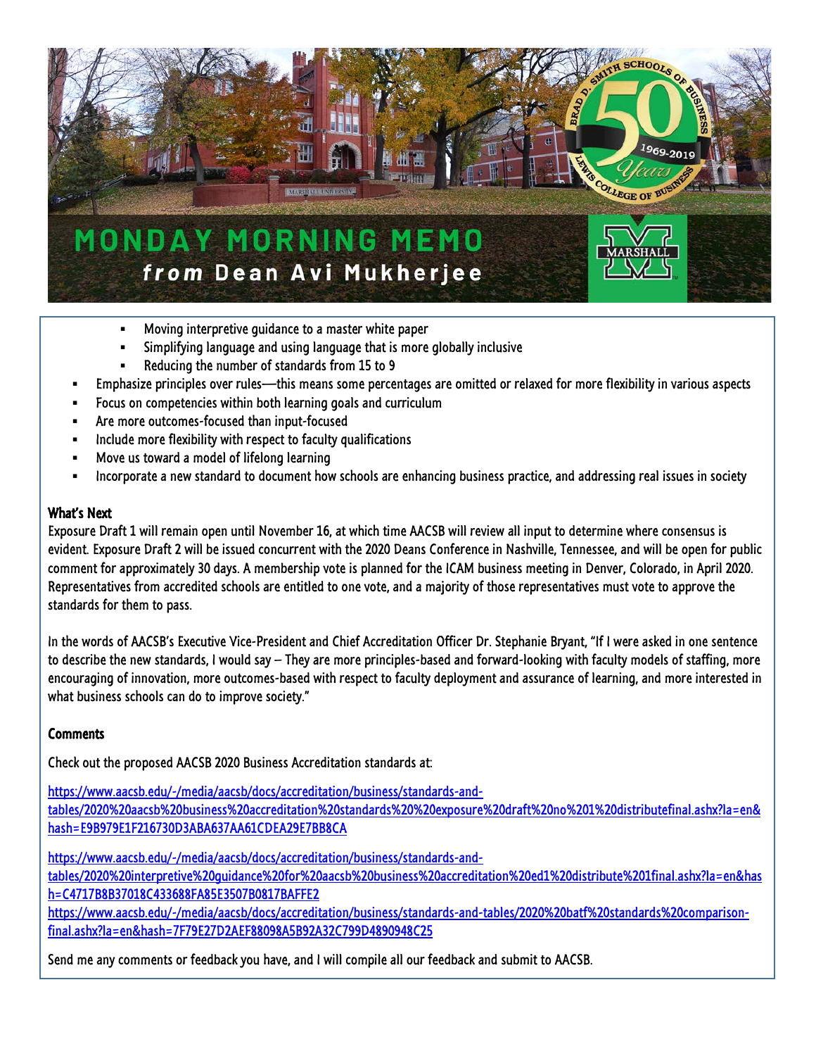# MONDAY MORNING MEMO
## *from* Dean Avi Mukherjee

    - Moving interpretive guidance to a master white paper
    - Simplifying language and using language that is more globally inclusive
    - Reducing the number of standards from 15 to 9
- Emphasize principles over rules—this means some percentages are omitted or relaxed for more flexibility in various aspects
- Focus on competencies within both learning goals and curriculum
- Are more outcomes-focused than input-focused
- Include more flexibility with respect to faculty qualifications
- Move us toward a model of lifelong learning
- Incorporate a new standard to document how schools are enhancing business practice, and addressing real issues in society

**What's Next**

Exposure Draft 1 will remain open until November 16, at which time AACSB will review all input to determine where consensus is evident. Exposure Draft 2 will be issued concurrent with the 2020 Deans Conference in Nashville, Tennessee, and will be open for public comment for approximately 30 days. A membership vote is planned for the ICAM business meeting in Denver, Colorado, in April 2020. Representatives from accredited schools are entitled to one vote, and a majority of those representatives must vote to approve the standards for them to pass.

In the words of AACSB's Executive Vice-President and Chief Accreditation Officer Dr. Stephanie Bryant, "If I were asked in one sentence to describe the new standards, I would say – They are more principles-based and forward-looking with faculty models of staffing, more encouraging of innovation, more outcomes-based with respect to faculty deployment and assurance of learning, and more interested in what business schools can do to improve society."

**Comments**

Check out the proposed AACSB 2020 Business Accreditation standards at:

https://www.aacsb.edu/-/media/aacsb/docs/accreditation/business/standards-and-tables/2020%20aacsb%20business%20accreditation%20standards%20%20exposure%20draft%20no%201%20distributefinal.ashx?la=en&hash=E9B979E1F216730D3ABA637AA61CDEA29E7BB8CA

https://www.aacsb.edu/-/media/aacsb/docs/accreditation/business/standards-and-tables/2020%20interpretive%20guidance%20for%20aacsb%20business%20accreditation%20ed1%20distribute%201final.ashx?la=en&hash=C4717B8B37018C433688FA85E3507B0817BAFFE2
https://www.aacsb.edu/-/media/aacsb/docs/accreditation/business/standards-and-tables/2020%20batf%20standards%20comparison-final.ashx?la=en&hash=7F79E27D2AEF88098A5B92A32C799D4890948C25

Send me any comments or feedback you have, and I will compile all our feedback and submit to AACSB.